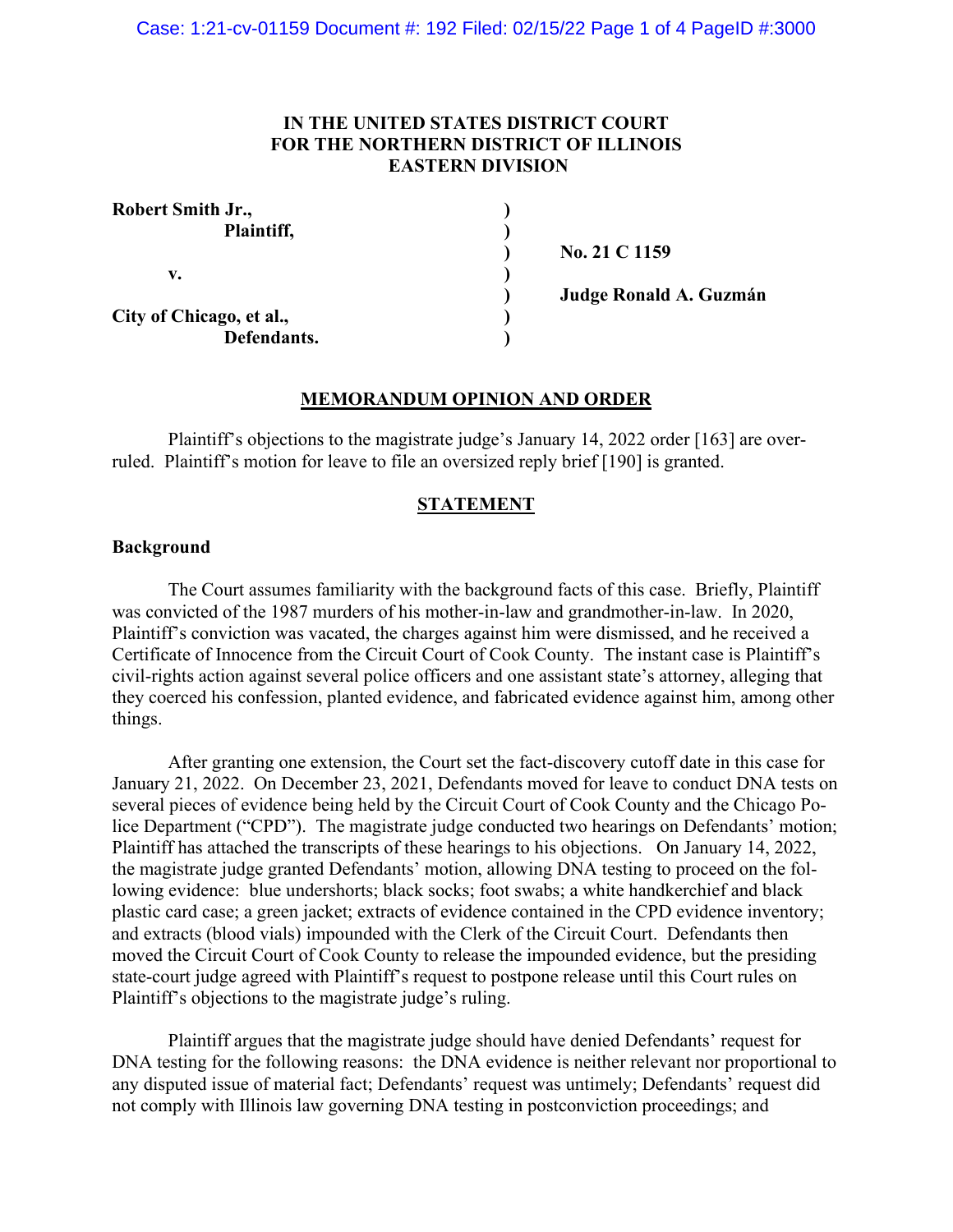**IN THE UNITED STATES DISTRICT COURT**
**FOR THE NORTHERN DISTRICT OF ILLINOIS**
**EASTERN DIVISION**

| | | |
|---|---|---|
| **Robert Smith Jr.,** | **)** | |
| **Plaintiff,** | **)** | |
| | **)** | **No. 21 C 1159** |
| **v.** | **)** | |
| | **)** | **Judge Ronald A. Guzmán** |
| **City of Chicago, et al.,** | **)** | |
| **Defendants.** | **)** | |

## MEMORANDUM OPINION AND ORDER

Plaintiff's objections to the magistrate judge's January 14, 2022 order [163] are overruled. Plaintiff's motion for leave to file an oversized reply brief [190] is granted.

## STATEMENT

### Background

The Court assumes familiarity with the background facts of this case. Briefly, Plaintiff was convicted of the 1987 murders of his mother-in-law and grandmother-in-law. In 2020, Plaintiff's conviction was vacated, the charges against him were dismissed, and he received a Certificate of Innocence from the Circuit Court of Cook County. The instant case is Plaintiff's civil-rights action against several police officers and one assistant state's attorney, alleging that they coerced his confession, planted evidence, and fabricated evidence against him, among other things.

After granting one extension, the Court set the fact-discovery cutoff date in this case for January 21, 2022. On December 23, 2021, Defendants moved for leave to conduct DNA tests on several pieces of evidence being held by the Circuit Court of Cook County and the Chicago Police Department ("CPD"). The magistrate judge conducted two hearings on Defendants' motion; Plaintiff has attached the transcripts of these hearings to his objections. On January 14, 2022, the magistrate judge granted Defendants' motion, allowing DNA testing to proceed on the following evidence: blue undershorts; black socks; foot swabs; a white handkerchief and black plastic card case; a green jacket; extracts of evidence contained in the CPD evidence inventory; and extracts (blood vials) impounded with the Clerk of the Circuit Court. Defendants then moved the Circuit Court of Cook County to release the impounded evidence, but the presiding state-court judge agreed with Plaintiff's request to postpone release until this Court rules on Plaintiff's objections to the magistrate judge's ruling.

Plaintiff argues that the magistrate judge should have denied Defendants' request for DNA testing for the following reasons: the DNA evidence is neither relevant nor proportional to any disputed issue of material fact; Defendants' request was untimely; Defendants' request did not comply with Illinois law governing DNA testing in postconviction proceedings; and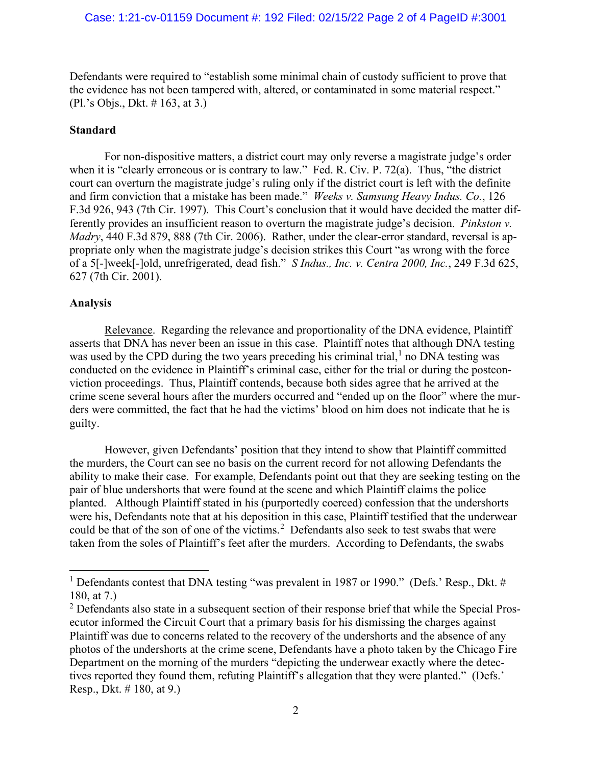Defendants were required to "establish some minimal chain of custody sufficient to prove that the evidence has not been tampered with, altered, or contaminated in some material respect." (Pl.'s Objs., Dkt. # 163, at 3.)

**Standard**

For non-dispositive matters, a district court may only reverse a magistrate judge's order when it is "clearly erroneous or is contrary to law." Fed. R. Civ. P. 72(a). Thus, "the district court can overturn the magistrate judge's ruling only if the district court is left with the definite and firm conviction that a mistake has been made." *Weeks v. Samsung Heavy Indus. Co.*, 126 F.3d 926, 943 (7th Cir. 1997). This Court's conclusion that it would have decided the matter differently provides an insufficient reason to overturn the magistrate judge's decision. *Pinkston v. Madry*, 440 F.3d 879, 888 (7th Cir. 2006). Rather, under the clear-error standard, reversal is appropriate only when the magistrate judge's decision strikes this Court "as wrong with the force of a 5[-]week[-]old, unrefrigerated, dead fish." *S Indus., Inc. v. Centra 2000, Inc.*, 249 F.3d 625, 627 (7th Cir. 2001).

**Analysis**

Relevance. Regarding the relevance and proportionality of the DNA evidence, Plaintiff asserts that DNA has never been an issue in this case. Plaintiff notes that although DNA testing was used by the CPD during the two years preceding his criminal trial,[1] no DNA testing was conducted on the evidence in Plaintiff's criminal case, either for the trial or during the postconviction proceedings. Thus, Plaintiff contends, because both sides agree that he arrived at the crime scene several hours after the murders occurred and "ended up on the floor" where the murders were committed, the fact that he had the victims' blood on him does not indicate that he is guilty.

However, given Defendants' position that they intend to show that Plaintiff committed the murders, the Court can see no basis on the current record for not allowing Defendants the ability to make their case. For example, Defendants point out that they are seeking testing on the pair of blue undershorts that were found at the scene and which Plaintiff claims the police planted. Although Plaintiff stated in his (purportedly coerced) confession that the undershorts were his, Defendants note that at his deposition in this case, Plaintiff testified that the underwear could be that of the son of one of the victims.[2] Defendants also seek to test swabs that were taken from the soles of Plaintiff's feet after the murders. According to Defendants, the swabs

---

[1] Defendants contest that DNA testing "was prevalent in 1987 or 1990." (Defs.' Resp., Dkt. # 180, at 7.)

[2] Defendants also state in a subsequent section of their response brief that while the Special Prosecutor informed the Circuit Court that a primary basis for his dismissing the charges against Plaintiff was due to concerns related to the recovery of the undershorts and the absence of any photos of the undershorts at the crime scene, Defendants have a photo taken by the Chicago Fire Department on the morning of the murders "depicting the underwear exactly where the detectives reported they found them, refuting Plaintiff's allegation that they were planted." (Defs.' Resp., Dkt. # 180, at 9.)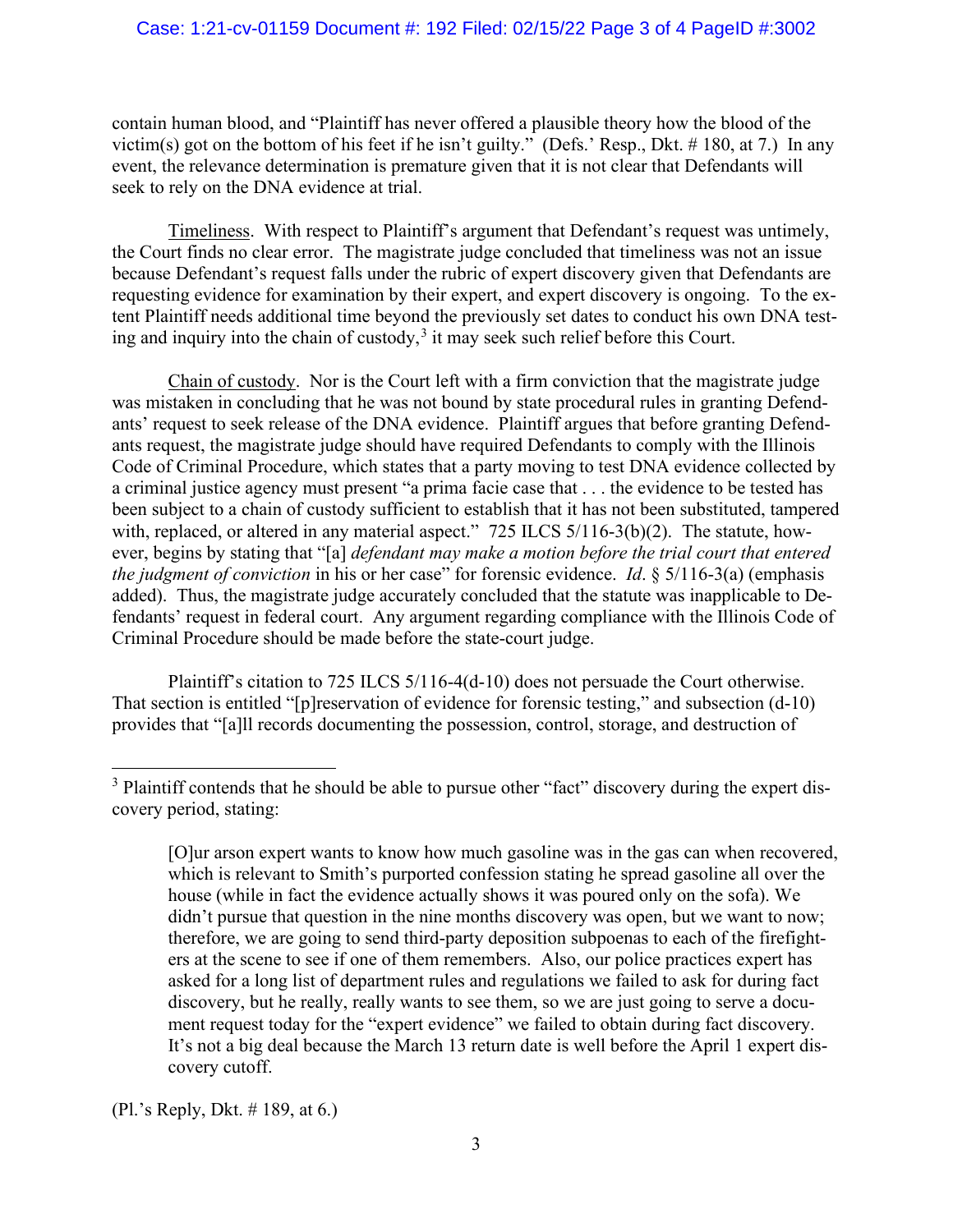contain human blood, and "Plaintiff has never offered a plausible theory how the blood of the victim(s) got on the bottom of his feet if he isn't guilty." (Defs.' Resp., Dkt. # 180, at 7.) In any event, the relevance determination is premature given that it is not clear that Defendants will seek to rely on the DNA evidence at trial.

Timeliness. With respect to Plaintiff's argument that Defendant's request was untimely, the Court finds no clear error. The magistrate judge concluded that timeliness was not an issue because Defendant's request falls under the rubric of expert discovery given that Defendants are requesting evidence for examination by their expert, and expert discovery is ongoing. To the extent Plaintiff needs additional time beyond the previously set dates to conduct his own DNA testing and inquiry into the chain of custody,[3] it may seek such relief before this Court.

Chain of custody. Nor is the Court left with a firm conviction that the magistrate judge was mistaken in concluding that he was not bound by state procedural rules in granting Defendants' request to seek release of the DNA evidence. Plaintiff argues that before granting Defendants request, the magistrate judge should have required Defendants to comply with the Illinois Code of Criminal Procedure, which states that a party moving to test DNA evidence collected by a criminal justice agency must present "a prima facie case that . . . the evidence to be tested has been subject to a chain of custody sufficient to establish that it has not been substituted, tampered with, replaced, or altered in any material aspect." 725 ILCS 5/116-3(b)(2). The statute, however, begins by stating that "[a] *defendant may make a motion before the trial court that entered the judgment of conviction* in his or her case" for forensic evidence. *Id*. § 5/116-3(a) (emphasis added). Thus, the magistrate judge accurately concluded that the statute was inapplicable to Defendants' request in federal court. Any argument regarding compliance with the Illinois Code of Criminal Procedure should be made before the state-court judge.

Plaintiff's citation to 725 ILCS 5/116-4(d-10) does not persuade the Court otherwise. That section is entitled "[p]reservation of evidence for forensic testing," and subsection (d-10) provides that "[a]ll records documenting the possession, control, storage, and destruction of

---

[3] Plaintiff contends that he should be able to pursue other "fact" discovery during the expert discovery period, stating:

> [O]ur arson expert wants to know how much gasoline was in the gas can when recovered, which is relevant to Smith's purported confession stating he spread gasoline all over the house (while in fact the evidence actually shows it was poured only on the sofa). We didn't pursue that question in the nine months discovery was open, but we want to now; therefore, we are going to send third-party deposition subpoenas to each of the firefighters at the scene to see if one of them remembers. Also, our police practices expert has asked for a long list of department rules and regulations we failed to ask for during fact discovery, but he really, really wants to see them, so we are just going to serve a document request today for the "expert evidence" we failed to obtain during fact discovery. It's not a big deal because the March 13 return date is well before the April 1 expert discovery cutoff.

(Pl.'s Reply, Dkt. # 189, at 6.)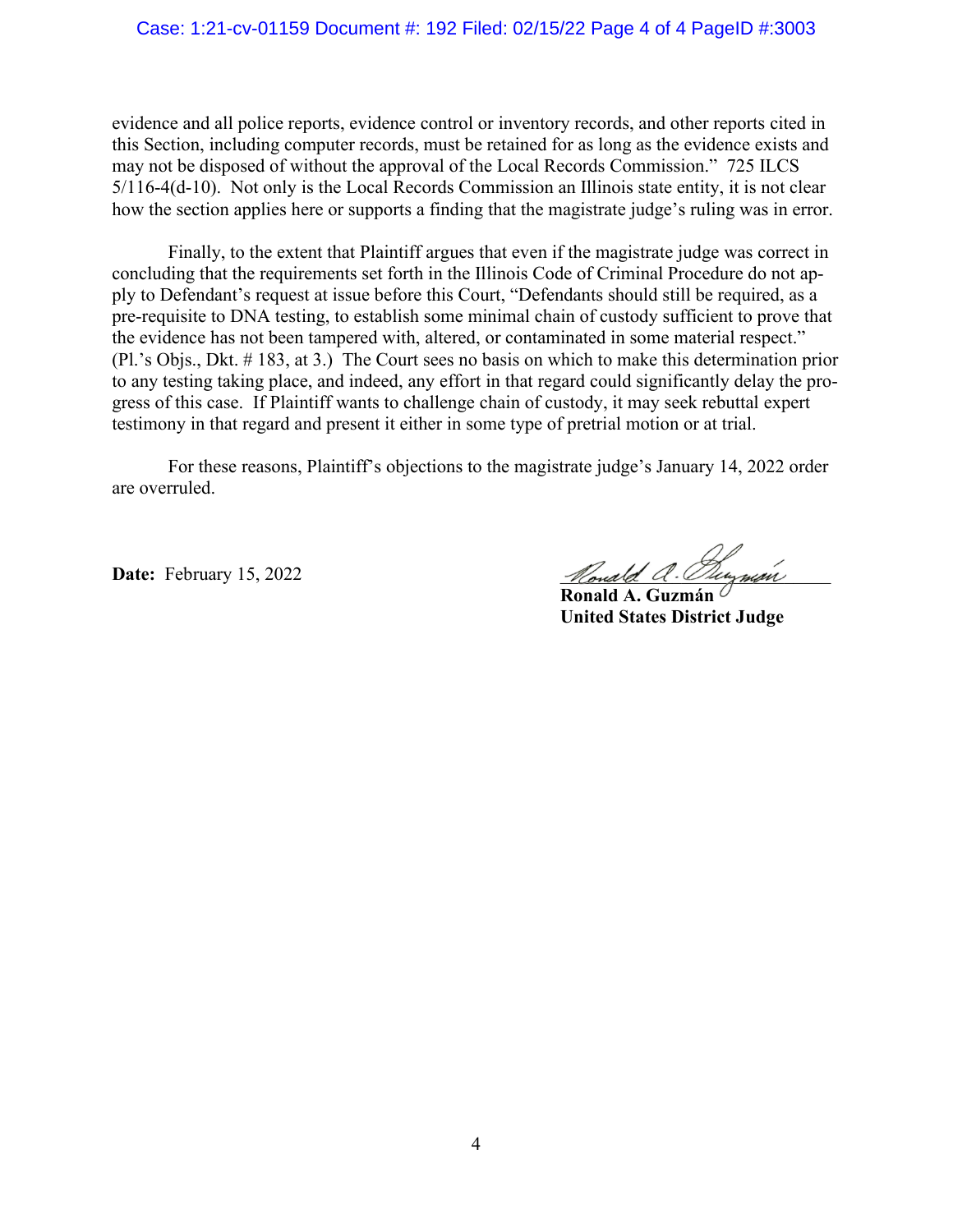evidence and all police reports, evidence control or inventory records, and other reports cited in this Section, including computer records, must be retained for as long as the evidence exists and may not be disposed of without the approval of the Local Records Commission." 725 ILCS 5/116-4(d-10). Not only is the Local Records Commission an Illinois state entity, it is not clear how the section applies here or supports a finding that the magistrate judge's ruling was in error.

Finally, to the extent that Plaintiff argues that even if the magistrate judge was correct in concluding that the requirements set forth in the Illinois Code of Criminal Procedure do not apply to Defendant's request at issue before this Court, "Defendants should still be required, as a pre-requisite to DNA testing, to establish some minimal chain of custody sufficient to prove that the evidence has not been tampered with, altered, or contaminated in some material respect." (Pl.'s Objs., Dkt. # 183, at 3.) The Court sees no basis on which to make this determination prior to any testing taking place, and indeed, any effort in that regard could significantly delay the progress of this case. If Plaintiff wants to challenge chain of custody, it may seek rebuttal expert testimony in that regard and present it either in some type of pretrial motion or at trial.

For these reasons, Plaintiff's objections to the magistrate judge's January 14, 2022 order are overruled.

**Date:** February 15, 2022

**Ronald A. Guzmán**
**United States District Judge**